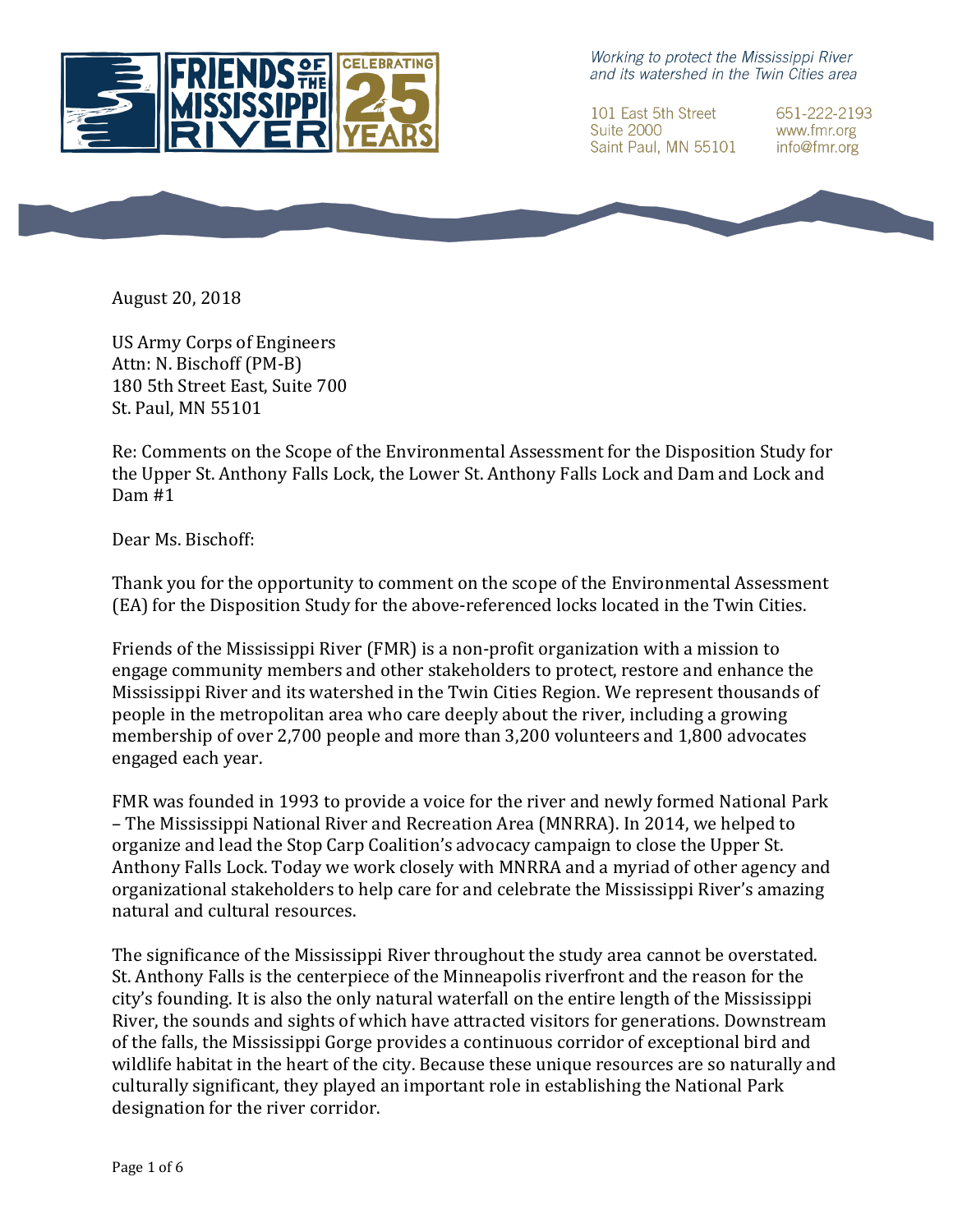**FRIENDS OF THE MISSISSIPPI RIVER** — CELEBRATING 25 YEARS

*Working to protect the Mississippi River and its watershed in the Twin Cities area*

101 East 5th Street
Suite 2000
Saint Paul, MN 55101

651-222-2193
www.fmr.org
info@fmr.org

August 20, 2018

US Army Corps of Engineers
Attn: N. Bischoff (PM-B)
180 5th Street East, Suite 700
St. Paul, MN 55101

Re: Comments on the Scope of the Environmental Assessment for the Disposition Study for the Upper St. Anthony Falls Lock, the Lower St. Anthony Falls Lock and Dam and Lock and Dam #1

Dear Ms. Bischoff:

Thank you for the opportunity to comment on the scope of the Environmental Assessment (EA) for the Disposition Study for the above-referenced locks located in the Twin Cities.

Friends of the Mississippi River (FMR) is a non-profit organization with a mission to engage community members and other stakeholders to protect, restore and enhance the Mississippi River and its watershed in the Twin Cities Region. We represent thousands of people in the metropolitan area who care deeply about the river, including a growing membership of over 2,700 people and more than 3,200 volunteers and 1,800 advocates engaged each year.

FMR was founded in 1993 to provide a voice for the river and newly formed National Park – The Mississippi National River and Recreation Area (MNRRA). In 2014, we helped to organize and lead the Stop Carp Coalition's advocacy campaign to close the Upper St. Anthony Falls Lock. Today we work closely with MNRRA and a myriad of other agency and organizational stakeholders to help care for and celebrate the Mississippi River's amazing natural and cultural resources.

The significance of the Mississippi River throughout the study area cannot be overstated. St. Anthony Falls is the centerpiece of the Minneapolis riverfront and the reason for the city's founding. It is also the only natural waterfall on the entire length of the Mississippi River, the sounds and sights of which have attracted visitors for generations. Downstream of the falls, the Mississippi Gorge provides a continuous corridor of exceptional bird and wildlife habitat in the heart of the city. Because these unique resources are so naturally and culturally significant, they played an important role in establishing the National Park designation for the river corridor.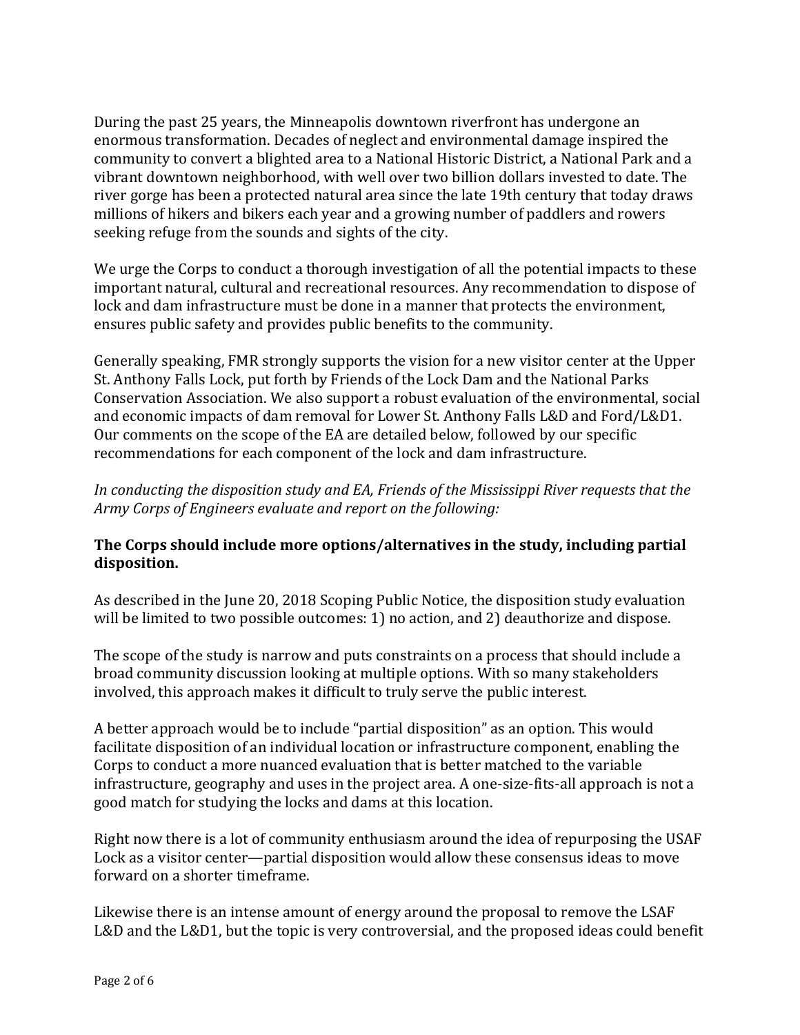During the past 25 years, the Minneapolis downtown riverfront has undergone an enormous transformation. Decades of neglect and environmental damage inspired the community to convert a blighted area to a National Historic District, a National Park and a vibrant downtown neighborhood, with well over two billion dollars invested to date. The river gorge has been a protected natural area since the late 19th century that today draws millions of hikers and bikers each year and a growing number of paddlers and rowers seeking refuge from the sounds and sights of the city.

We urge the Corps to conduct a thorough investigation of all the potential impacts to these important natural, cultural and recreational resources. Any recommendation to dispose of lock and dam infrastructure must be done in a manner that protects the environment, ensures public safety and provides public benefits to the community.

Generally speaking, FMR strongly supports the vision for a new visitor center at the Upper St. Anthony Falls Lock, put forth by Friends of the Lock Dam and the National Parks Conservation Association. We also support a robust evaluation of the environmental, social and economic impacts of dam removal for Lower St. Anthony Falls L&D and Ford/L&D1. Our comments on the scope of the EA are detailed below, followed by our specific recommendations for each component of the lock and dam infrastructure.

*In conducting the disposition study and EA, Friends of the Mississippi River requests that the Army Corps of Engineers evaluate and report on the following:*

**The Corps should include more options/alternatives in the study, including partial disposition.**

As described in the June 20, 2018 Scoping Public Notice, the disposition study evaluation will be limited to two possible outcomes: 1) no action, and 2) deauthorize and dispose.

The scope of the study is narrow and puts constraints on a process that should include a broad community discussion looking at multiple options. With so many stakeholders involved, this approach makes it difficult to truly serve the public interest.

A better approach would be to include "partial disposition" as an option. This would facilitate disposition of an individual location or infrastructure component, enabling the Corps to conduct a more nuanced evaluation that is better matched to the variable infrastructure, geography and uses in the project area. A one-size-fits-all approach is not a good match for studying the locks and dams at this location.

Right now there is a lot of community enthusiasm around the idea of repurposing the USAF Lock as a visitor center—partial disposition would allow these consensus ideas to move forward on a shorter timeframe.

Likewise there is an intense amount of energy around the proposal to remove the LSAF L&D and the L&D1, but the topic is very controversial, and the proposed ideas could benefit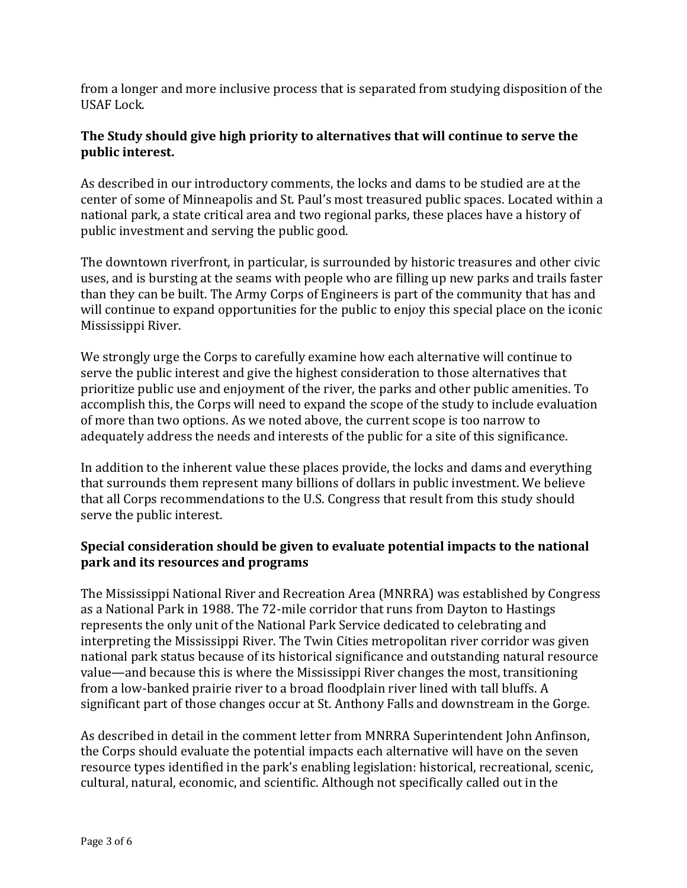from a longer and more inclusive process that is separated from studying disposition of the USAF Lock.

**The Study should give high priority to alternatives that will continue to serve the public interest.**

As described in our introductory comments, the locks and dams to be studied are at the center of some of Minneapolis and St. Paul's most treasured public spaces. Located within a national park, a state critical area and two regional parks, these places have a history of public investment and serving the public good.

The downtown riverfront, in particular, is surrounded by historic treasures and other civic uses, and is bursting at the seams with people who are filling up new parks and trails faster than they can be built. The Army Corps of Engineers is part of the community that has and will continue to expand opportunities for the public to enjoy this special place on the iconic Mississippi River.

We strongly urge the Corps to carefully examine how each alternative will continue to serve the public interest and give the highest consideration to those alternatives that prioritize public use and enjoyment of the river, the parks and other public amenities. To accomplish this, the Corps will need to expand the scope of the study to include evaluation of more than two options. As we noted above, the current scope is too narrow to adequately address the needs and interests of the public for a site of this significance.

In addition to the inherent value these places provide, the locks and dams and everything that surrounds them represent many billions of dollars in public investment. We believe that all Corps recommendations to the U.S. Congress that result from this study should serve the public interest.

**Special consideration should be given to evaluate potential impacts to the national park and its resources and programs**

The Mississippi National River and Recreation Area (MNRRA) was established by Congress as a National Park in 1988. The 72-mile corridor that runs from Dayton to Hastings represents the only unit of the National Park Service dedicated to celebrating and interpreting the Mississippi River. The Twin Cities metropolitan river corridor was given national park status because of its historical significance and outstanding natural resource value—and because this is where the Mississippi River changes the most, transitioning from a low-banked prairie river to a broad floodplain river lined with tall bluffs. A significant part of those changes occur at St. Anthony Falls and downstream in the Gorge.

As described in detail in the comment letter from MNRRA Superintendent John Anfinson, the Corps should evaluate the potential impacts each alternative will have on the seven resource types identified in the park's enabling legislation: historical, recreational, scenic, cultural, natural, economic, and scientific. Although not specifically called out in the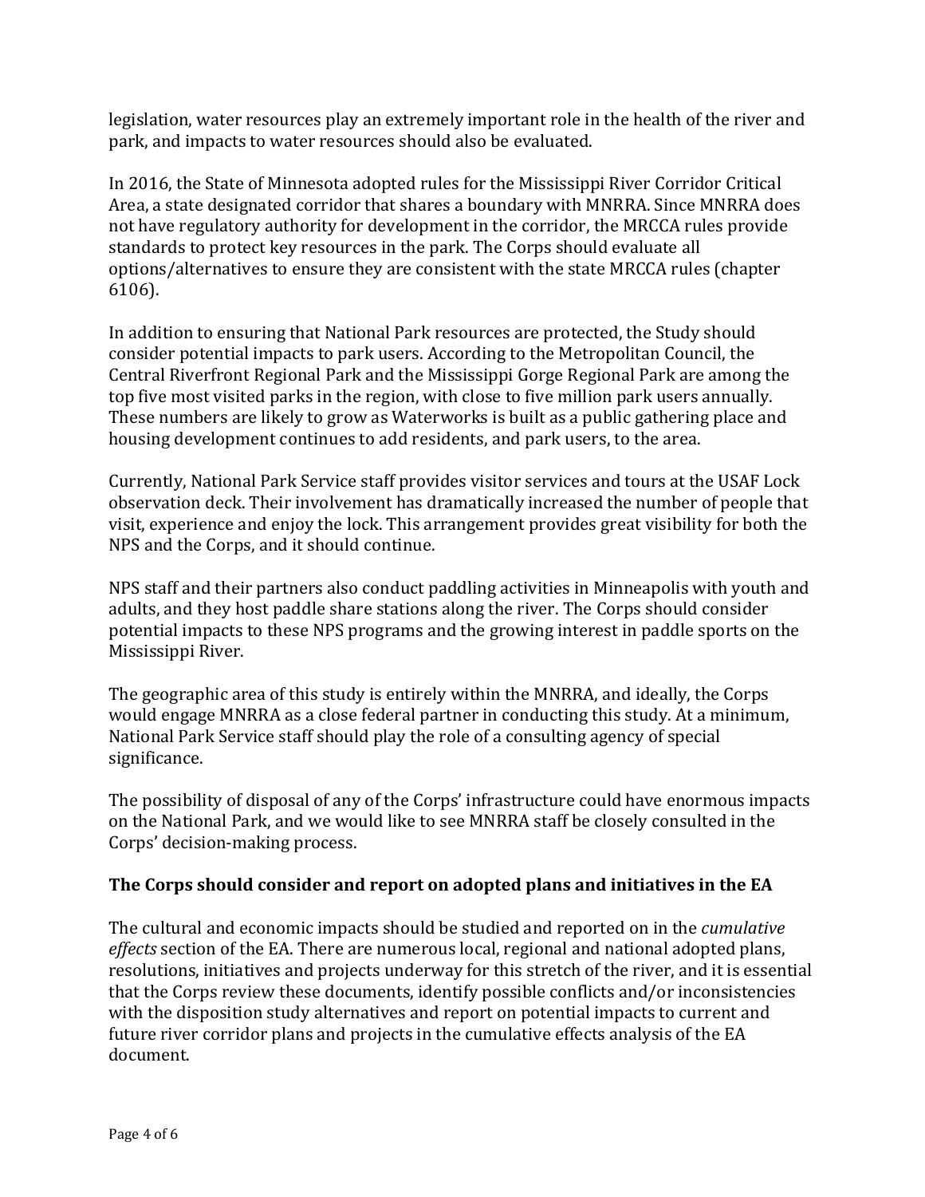legislation, water resources play an extremely important role in the health of the river and park, and impacts to water resources should also be evaluated.

In 2016, the State of Minnesota adopted rules for the Mississippi River Corridor Critical Area, a state designated corridor that shares a boundary with MNRRA. Since MNRRA does not have regulatory authority for development in the corridor, the MRCCA rules provide standards to protect key resources in the park. The Corps should evaluate all options/alternatives to ensure they are consistent with the state MRCCA rules (chapter 6106).

In addition to ensuring that National Park resources are protected, the Study should consider potential impacts to park users. According to the Metropolitan Council, the Central Riverfront Regional Park and the Mississippi Gorge Regional Park are among the top five most visited parks in the region, with close to five million park users annually. These numbers are likely to grow as Waterworks is built as a public gathering place and housing development continues to add residents, and park users, to the area.

Currently, National Park Service staff provides visitor services and tours at the USAF Lock observation deck. Their involvement has dramatically increased the number of people that visit, experience and enjoy the lock. This arrangement provides great visibility for both the NPS and the Corps, and it should continue.

NPS staff and their partners also conduct paddling activities in Minneapolis with youth and adults, and they host paddle share stations along the river. The Corps should consider potential impacts to these NPS programs and the growing interest in paddle sports on the Mississippi River.

The geographic area of this study is entirely within the MNRRA, and ideally, the Corps would engage MNRRA as a close federal partner in conducting this study. At a minimum, National Park Service staff should play the role of a consulting agency of special significance.

The possibility of disposal of any of the Corps' infrastructure could have enormous impacts on the National Park, and we would like to see MNRRA staff be closely consulted in the Corps' decision-making process.

**The Corps should consider and report on adopted plans and initiatives in the EA**

The cultural and economic impacts should be studied and reported on in the *cumulative effects* section of the EA. There are numerous local, regional and national adopted plans, resolutions, initiatives and projects underway for this stretch of the river, and it is essential that the Corps review these documents, identify possible conflicts and/or inconsistencies with the disposition study alternatives and report on potential impacts to current and future river corridor plans and projects in the cumulative effects analysis of the EA document.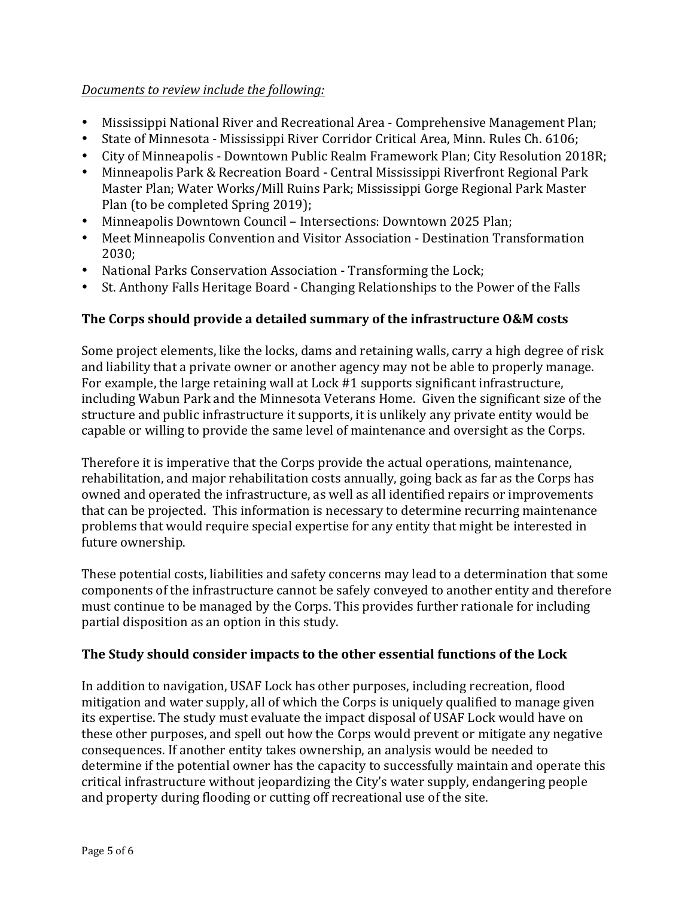*Documents to review include the following:*

- Mississippi National River and Recreational Area - Comprehensive Management Plan;
- State of Minnesota - Mississippi River Corridor Critical Area, Minn. Rules Ch. 6106;
- City of Minneapolis - Downtown Public Realm Framework Plan; City Resolution 2018R;
- Minneapolis Park & Recreation Board - Central Mississippi Riverfront Regional Park Master Plan; Water Works/Mill Ruins Park; Mississippi Gorge Regional Park Master Plan (to be completed Spring 2019);
- Minneapolis Downtown Council – Intersections: Downtown 2025 Plan;
- Meet Minneapolis Convention and Visitor Association - Destination Transformation 2030;
- National Parks Conservation Association - Transforming the Lock;
- St. Anthony Falls Heritage Board - Changing Relationships to the Power of the Falls

**The Corps should provide a detailed summary of the infrastructure O&M costs**

Some project elements, like the locks, dams and retaining walls, carry a high degree of risk and liability that a private owner or another agency may not be able to properly manage. For example, the large retaining wall at Lock #1 supports significant infrastructure, including Wabun Park and the Minnesota Veterans Home. Given the significant size of the structure and public infrastructure it supports, it is unlikely any private entity would be capable or willing to provide the same level of maintenance and oversight as the Corps.

Therefore it is imperative that the Corps provide the actual operations, maintenance, rehabilitation, and major rehabilitation costs annually, going back as far as the Corps has owned and operated the infrastructure, as well as all identified repairs or improvements that can be projected. This information is necessary to determine recurring maintenance problems that would require special expertise for any entity that might be interested in future ownership.

These potential costs, liabilities and safety concerns may lead to a determination that some components of the infrastructure cannot be safely conveyed to another entity and therefore must continue to be managed by the Corps. This provides further rationale for including partial disposition as an option in this study.

**The Study should consider impacts to the other essential functions of the Lock**

In addition to navigation, USAF Lock has other purposes, including recreation, flood mitigation and water supply, all of which the Corps is uniquely qualified to manage given its expertise. The study must evaluate the impact disposal of USAF Lock would have on these other purposes, and spell out how the Corps would prevent or mitigate any negative consequences. If another entity takes ownership, an analysis would be needed to determine if the potential owner has the capacity to successfully maintain and operate this critical infrastructure without jeopardizing the City's water supply, endangering people and property during flooding or cutting off recreational use of the site.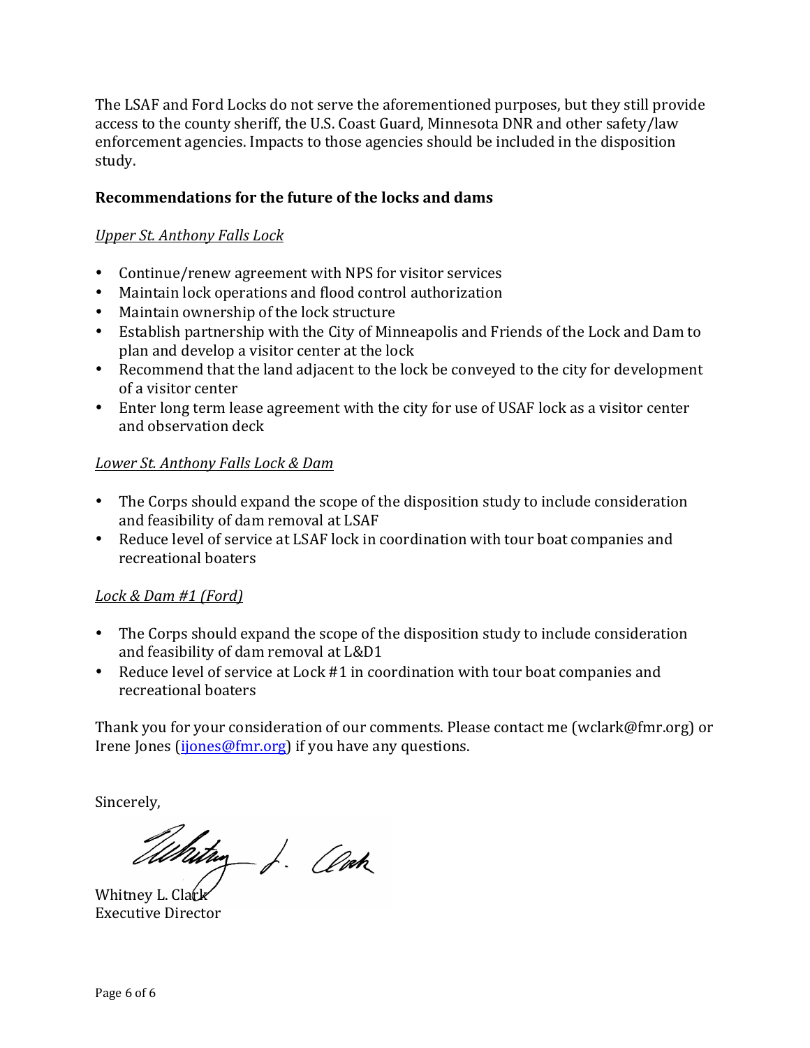The LSAF and Ford Locks do not serve the aforementioned purposes, but they still provide access to the county sheriff, the U.S. Coast Guard, Minnesota DNR and other safety/law enforcement agencies. Impacts to those agencies should be included in the disposition study.

**Recommendations for the future of the locks and dams**

*Upper St. Anthony Falls Lock*

- Continue/renew agreement with NPS for visitor services
- Maintain lock operations and flood control authorization
- Maintain ownership of the lock structure
- Establish partnership with the City of Minneapolis and Friends of the Lock and Dam to plan and develop a visitor center at the lock
- Recommend that the land adjacent to the lock be conveyed to the city for development of a visitor center
- Enter long term lease agreement with the city for use of USAF lock as a visitor center and observation deck

*Lower St. Anthony Falls Lock & Dam*

- The Corps should expand the scope of the disposition study to include consideration and feasibility of dam removal at LSAF
- Reduce level of service at LSAF lock in coordination with tour boat companies and recreational boaters

*Lock & Dam #1 (Ford)*

- The Corps should expand the scope of the disposition study to include consideration and feasibility of dam removal at L&D1
- Reduce level of service at Lock #1 in coordination with tour boat companies and recreational boaters

Thank you for your consideration of our comments. Please contact me (wclark@fmr.org) or Irene Jones (ijones@fmr.org) if you have any questions.

Sincerely,

Whitney L. Clark
Executive Director